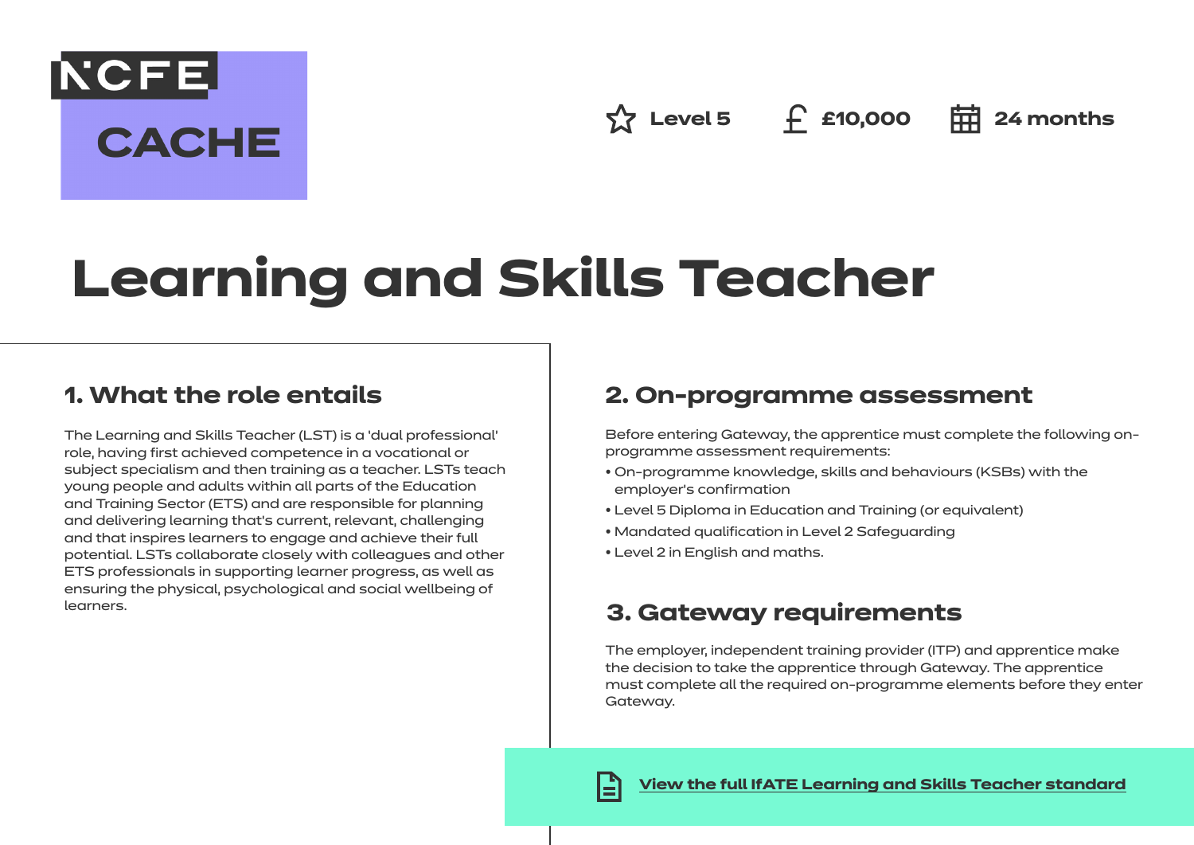NCFE CACHE

Level 5 | £10,000 | 24 months

# Learning and Skills Teacher

## 1. What the role entails

The Learning and Skills Teacher (LST) is a 'dual professional' role, having first achieved competence in a vocational or subject specialism and then training as a teacher. LSTs teach young people and adults within all parts of the Education and Training Sector (ETS) and are responsible for planning and delivering learning that's current, relevant, challenging and that inspires learners to engage and achieve their full potential. LSTs collaborate closely with colleagues and other ETS professionals in supporting learner progress, as well as ensuring the physical, psychological and social wellbeing of learners.

## 2. On-programme assessment

Before entering Gateway, the apprentice must complete the following on-programme assessment requirements:

- On-programme knowledge, skills and behaviours (KSBs) with the employer's confirmation
- Level 5 Diploma in Education and Training (or equivalent)
- Mandated qualification in Level 2 Safeguarding
- Level 2 in English and maths.

## 3. Gateway requirements

The employer, independent training provider (ITP) and apprentice make the decision to take the apprentice through Gateway. The apprentice must complete all the required on-programme elements before they enter Gateway.

View the full IfATE Learning and Skills Teacher standard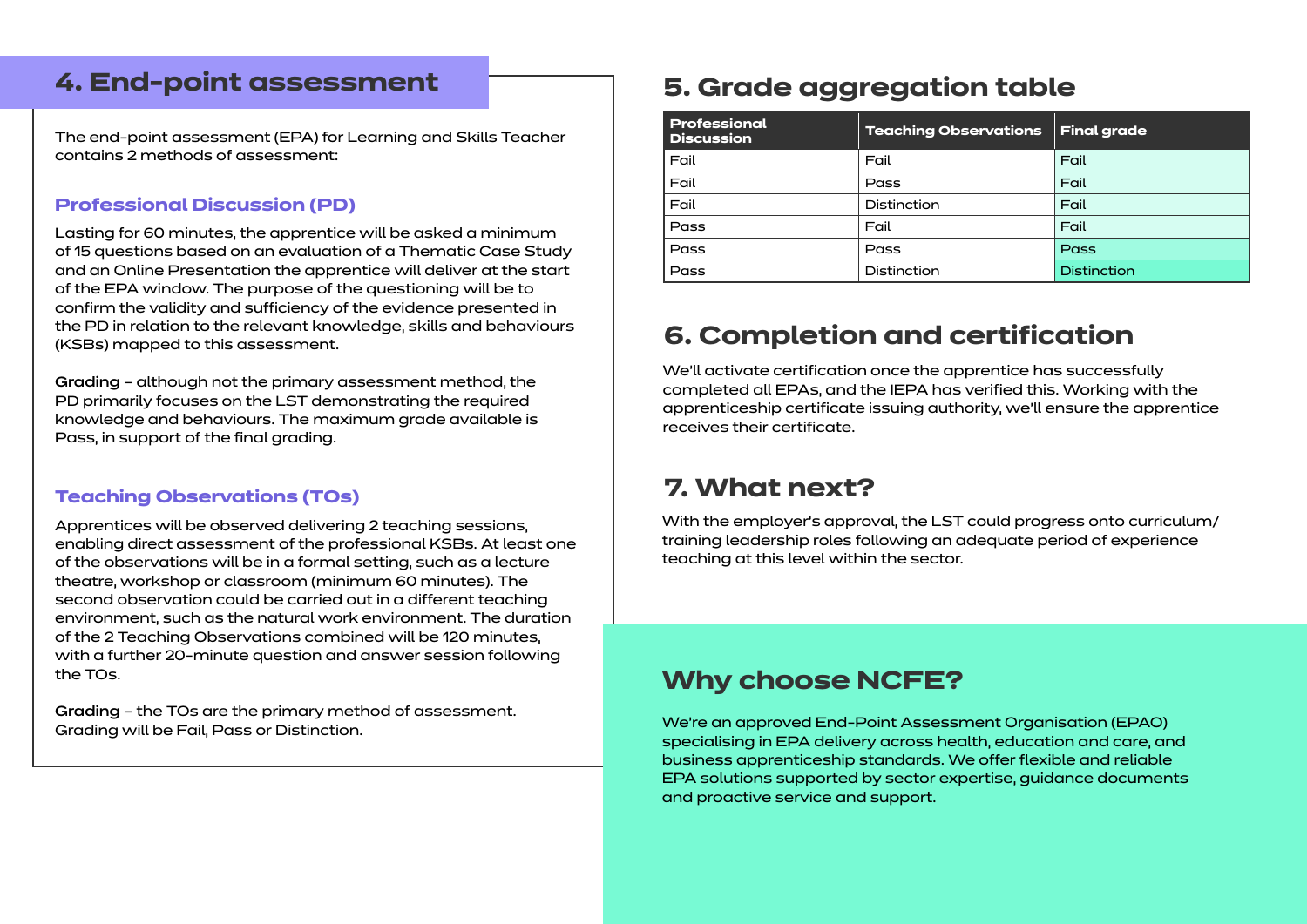## 4. End-point assessment

The end-point assessment (EPA) for Learning and Skills Teacher contains 2 methods of assessment:

### Professional Discussion (PD)

Lasting for 60 minutes, the apprentice will be asked a minimum of 15 questions based on an evaluation of a Thematic Case Study and an Online Presentation the apprentice will deliver at the start of the EPA window. The purpose of the questioning will be to confirm the validity and sufficiency of the evidence presented in the PD in relation to the relevant knowledge, skills and behaviours (KSBs) mapped to this assessment.

**Grading** – although not the primary assessment method, the PD primarily focuses on the LST demonstrating the required knowledge and behaviours. The maximum grade available is Pass, in support of the final grading.

### Teaching Observations (TOs)

Apprentices will be observed delivering 2 teaching sessions, enabling direct assessment of the professional KSBs. At least one of the observations will be in a formal setting, such as a lecture theatre, workshop or classroom (minimum 60 minutes). The second observation could be carried out in a different teaching environment, such as the natural work environment. The duration of the 2 Teaching Observations combined will be 120 minutes, with a further 20-minute question and answer session following the TOs.

**Grading** – the TOs are the primary method of assessment. Grading will be Fail, Pass or Distinction.

## 5. Grade aggregation table

| Professional Discussion | Teaching Observations | Final grade |
|---|---|---|
| Fail | Fail | Fail |
| Fail | Pass | Fail |
| Fail | Distinction | Fail |
| Pass | Fail | Fail |
| Pass | Pass | Pass |
| Pass | Distinction | Distinction |

## 6. Completion and certification

We'll activate certification once the apprentice has successfully completed all EPAs, and the IEPA has verified this. Working with the apprenticeship certificate issuing authority, we'll ensure the apprentice receives their certificate.

## 7. What next?

With the employer's approval, the LST could progress onto curriculum/training leadership roles following an adequate period of experience teaching at this level within the sector.

## Why choose NCFE?

We're an approved End-Point Assessment Organisation (EPAO) specialising in EPA delivery across health, education and care, and business apprenticeship standards. We offer flexible and reliable EPA solutions supported by sector expertise, guidance documents and proactive service and support.